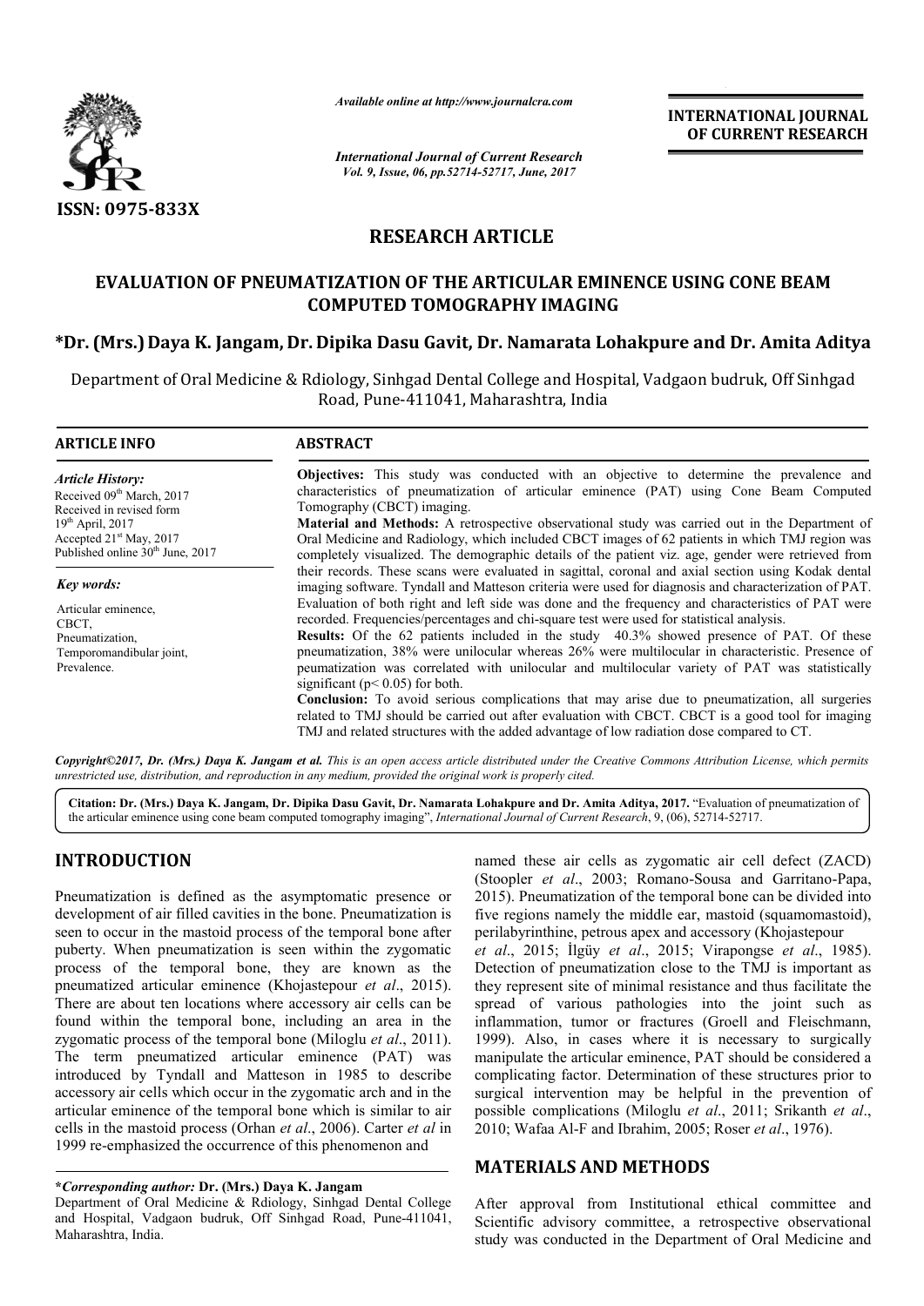*Available online at http://www.journalcra.com*

*International Journal of Current Research*
*Vol. 9, Issue, 06, pp.52714-52717, June, 2017*

**INTERNATIONAL JOURNAL OF CURRENT RESEARCH**

**ISSN: 0975-833X**

## RESEARCH ARTICLE

# EVALUATION OF PNEUMATIZATION OF THE ARTICULAR EMINENCE USING CONE BEAM COMPUTED TOMOGRAPHY IMAGING

**\*Dr. (Mrs.) Daya K. Jangam, Dr. Dipika Dasu Gavit, Dr. Namarata Lohakpure and Dr. Amita Aditya**

Department of Oral Medicine & Rdiology, Sinhgad Dental College and Hospital, Vadgaon budruk, Off Sinhgad Road, Pune-411041, Maharashtra, India

### ARTICLE INFO

*Article History:*
Received 09th March, 2017
Received in revised form 19th April, 2017
Accepted 21st May, 2017
Published online 30th June, 2017

*Key words:*
Articular eminence,
CBCT,
Pneumatization,
Temporomandibular joint,
Prevalence.

### ABSTRACT

**Objectives:** This study was conducted with an objective to determine the prevalence and characteristics of pneumatization of articular eminence (PAT) using Cone Beam Computed Tomography (CBCT) imaging.

**Material and Methods:** A retrospective observational study was carried out in the Department of Oral Medicine and Radiology, which included CBCT images of 62 patients in which TMJ region was completely visualized. The demographic details of the patient viz. age, gender were retrieved from their records. These scans were evaluated in sagittal, coronal and axial section using Kodak dental imaging software. Tyndall and Matteson criteria were used for diagnosis and characterization of PAT. Evaluation of both right and left side was done and the frequency and characteristics of PAT were recorded. Frequencies/percentages and chi-square test were used for statistical analysis.

**Results:** Of the 62 patients included in the study 40.3% showed presence of PAT. Of these pneumatization, 38% were unilocular whereas 26% were multilocular in characteristic. Presence of peumatization was correlated with unilocular and multilocular variety of PAT was statistically significant ($p< 0.05$) for both.

**Conclusion:** To avoid serious complications that may arise due to pneumatization, all surgeries related to TMJ should be carried out after evaluation with CBCT. CBCT is a good tool for imaging TMJ and related structures with the added advantage of low radiation dose compared to CT.

*Copyright©2017, Dr. (Mrs.) Daya K. Jangam et al. This is an open access article distributed under the Creative Commons Attribution License, which permits unrestricted use, distribution, and reproduction in any medium, provided the original work is properly cited.*

**Citation: Dr. (Mrs.) Daya K. Jangam, Dr. Dipika Dasu Gavit, Dr. Namarata Lohakpure and Dr. Amita Aditya, 2017.** "Evaluation of pneumatization of the articular eminence using cone beam computed tomography imaging", *International Journal of Current Research*, 9, (06), 52714-52717.

## INTRODUCTION

Pneumatization is defined as the asymptomatic presence or development of air filled cavities in the bone. Pneumatization is seen to occur in the mastoid process of the temporal bone after puberty. When pneumatization is seen within the zygomatic process of the temporal bone, they are known as the pneumatized articular eminence (Khojastepour *et al*., 2015). There are about ten locations where accessory air cells can be found within the temporal bone, including an area in the zygomatic process of the temporal bone (Miloglu *et al*., 2011). The term pneumatized articular eminence (PAT) was introduced by Tyndall and Matteson in 1985 to describe accessory air cells which occur in the zygomatic arch and in the articular eminence of the temporal bone which is similar to air cells in the mastoid process (Orhan *et al*., 2006). Carter *et al* in 1999 re-emphasized the occurrence of this phenomenon and named these air cells as zygomatic air cell defect (ZACD) (Stoopler *et al*., 2003; Romano-Sousa and Garritano-Papa, 2015). Pneumatization of the temporal bone can be divided into five regions namely the middle ear, mastoid (squamomastoid), perilabyrinthine, petrous apex and accessory (Khojastepour *et al*., 2015; İlgüy *et al*., 2015; Virapongse *et al*., 1985). Detection of pneumatization close to the TMJ is important as they represent site of minimal resistance and thus facilitate the spread of various pathologies into the joint such as inflammation, tumor or fractures (Groell and Fleischmann, 1999). Also, in cases where it is necessary to surgically manipulate the articular eminence, PAT should be considered a complicating factor. Determination of these structures prior to surgical intervention may be helpful in the prevention of possible complications (Miloglu *et al*., 2011; Srikanth *et al*., 2010; Wafaa Al-F and Ibrahim, 2005; Roser *et al*., 1976).

## MATERIALS AND METHODS

After approval from Institutional ethical committee and Scientific advisory committee, a retrospective observational study was conducted in the Department of Oral Medicine and

---

**\*Corresponding author: Dr. (Mrs.) Daya K. Jangam**
Department of Oral Medicine & Rdiology, Sinhgad Dental College and Hospital, Vadgaon budruk, Off Sinhgad Road, Pune-411041, Maharashtra, India.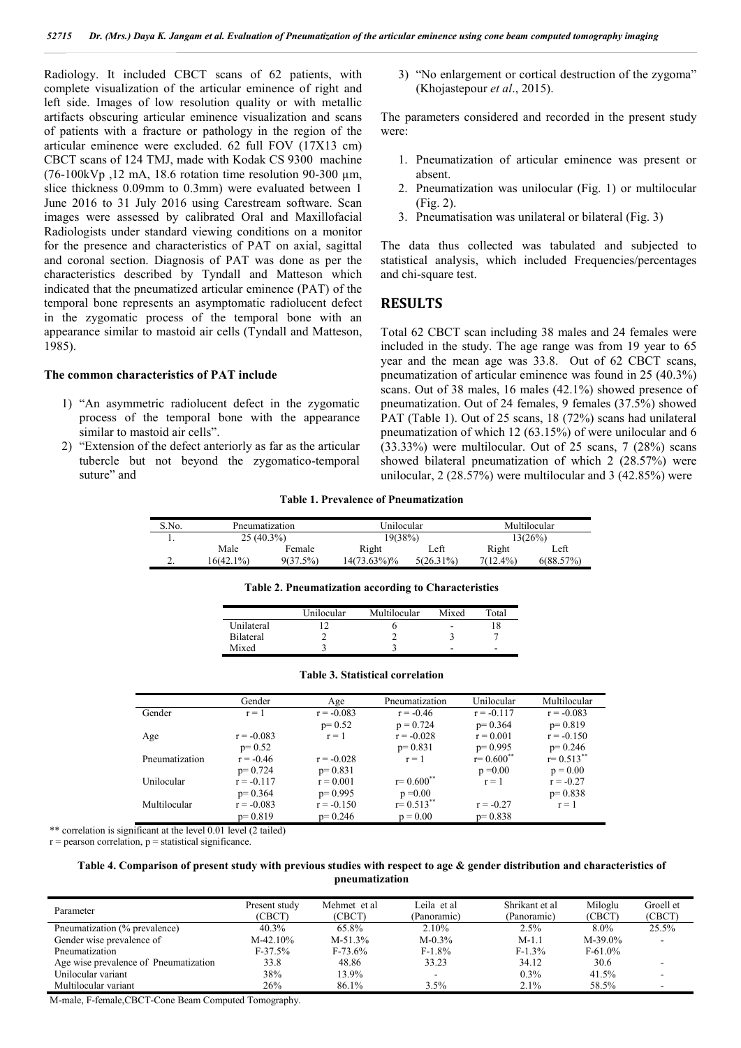Radiology. It included CBCT scans of 62 patients, with complete visualization of the articular eminence of right and left side. Images of low resolution quality or with metallic artifacts obscuring articular eminence visualization and scans of patients with a fracture or pathology in the region of the articular eminence were excluded. 62 full FOV (17X13 cm) CBCT scans of 124 TMJ, made with Kodak CS 9300 machine (76-100kVp ,12 mA, 18.6 rotation time resolution 90-300 µm, slice thickness 0.09mm to 0.3mm) were evaluated between 1 June 2016 to 31 July 2016 using Carestream software. Scan images were assessed by calibrated Oral and Maxillofacial Radiologists under standard viewing conditions on a monitor for the presence and characteristics of PAT on axial, sagittal and coronal section. Diagnosis of PAT was done as per the characteristics described by Tyndall and Matteson which indicated that the pneumatized articular eminence (PAT) of the temporal bone represents an asymptomatic radiolucent defect in the zygomatic process of the temporal bone with an appearance similar to mastoid air cells (Tyndall and Matteson, 1985).

**The common characteristics of PAT include**

1) "An asymmetric radiolucent defect in the zygomatic process of the temporal bone with the appearance similar to mastoid air cells".
2) "Extension of the defect anteriorly as far as the articular tubercle but not beyond the zygomatico-temporal suture" and
3) "No enlargement or cortical destruction of the zygoma" (Khojastepour *et al*., 2015).

The parameters considered and recorded in the present study were:

1. Pneumatization of articular eminence was present or absent.
2. Pneumatization was unilocular (Fig. 1) or multilocular (Fig. 2).
3. Pneumatisation was unilateral or bilateral (Fig. 3)

The data thus collected was tabulated and subjected to statistical analysis, which included Frequencies/percentages and chi-square test.

# RESULTS

Total 62 CBCT scan including 38 males and 24 females were included in the study. The age range was from 19 year to 65 year and the mean age was 33.8. Out of 62 CBCT scans, pneumatization of articular eminence was found in 25 (40.3%) scans. Out of 38 males, 16 males (42.1%) showed presence of pneumatization. Out of 24 females, 9 females (37.5%) showed PAT (Table 1). Out of 25 scans, 18 (72%) scans had unilateral pneumatization of which 12 (63.15%) of were unilocular and 6 (33.33%) were multilocular. Out of 25 scans, 7 (28%) scans showed bilateral pneumatization of which 2 (28.57%) were unilocular, 2 (28.57%) were multilocular and 3 (42.85%) were

**Table 1. Prevalence of Pneumatization**

| S.No. | Pneumatization | | Unilocular | | Multilocular | |
|---|---|---|---|---|---|---|
| 1. | 25 (40.3%) | | 19(38%) | | 13(26%) | |
| | Male | Female | Right | Left | Right | Left |
| 2. | 16(42.1%) | 9(37.5%) | 14(73.63%)% | 5(26.31%) | 7(12.4%) | 6(88.57%) |

**Table 2. Pneumatization according to Characteristics**

| | Unilocular | Multilocular | Mixed | Total |
|---|---|---|---|---|
| Unilateral | 12 | 6 | - | 18 |
| Bilateral | 2 | 2 | 3 | 7 |
| Mixed | 3 | 3 | - | - |

**Table 3. Statistical correlation**

| | Gender | Age | Pneumatization | Unilocular | Multilocular |
|---|---|---|---|---|---|
| Gender | r = 1 | r = -0.083<br>p= 0.52 | r = -0.46<br>p = 0.724 | r = -0.117<br>p= 0.364 | r = -0.083<br>p= 0.819 |
| Age | r = -0.083<br>p= 0.52 | r = 1 | r = -0.028<br>p= 0.831 | r = 0.001<br>p= 0.995 | r = -0.150<br>p= 0.246 |
| Pneumatization | r = -0.46<br>p= 0.724 | r = -0.028<br>p= 0.831 | r = 1 | r= 0.600**<br>p =0.00 | r= 0.513**<br>p = 0.00 |
| Unilocular | r = -0.117<br>p= 0.364 | r = 0.001<br>p= 0.995 | r= 0.600**<br>p =0.00 | r = 1 | r = -0.27<br>p= 0.838 |
| Multilocular | r = -0.083<br>p= 0.819 | r = -0.150<br>p= 0.246 | r= 0.513**<br>p = 0.00 | r = -0.27<br>p= 0.838 | r = 1 |

** correlation is significant at the level 0.01 level (2 tailed)
r = pearson correlation, p = statistical significance.

**Table 4. Comparison of present study with previous studies with respect to age & gender distribution and characteristics of pneumatization**

| Parameter | Present study (CBCT) | Mehmet et al (CBCT) | Leila et al (Panoramic) | Shrikant et al (Panoramic) | Miloglu (CBCT) | Groell et (CBCT) |
|---|---|---|---|---|---|---|
| Pneumatization (% prevalence) | 40.3% | 65.8% | 2.10% | 2.5% | 8.0% | 25.5% |
| Gender wise prevalence of Pneumatization | M-42.10%<br>F-37.5% | M-51.3%<br>F-73.6% | M-0.3%<br>F-1.8% | M-1.1<br>F-1.3% | M-39.0%<br>F-61.0% | - |
| Age wise prevalence of Pneumatization | 33.8 | 48.86 | 33.23 | 34.12 | 30.6 | - |
| Unilocular variant | 38% | 13.9% | - | 0.3% | 41.5% | - |
| Multilocular variant | 26% | 86.1% | 3.5% | 2.1% | 58.5% | - |

M-male, F-female,CBCT-Cone Beam Computed Tomography.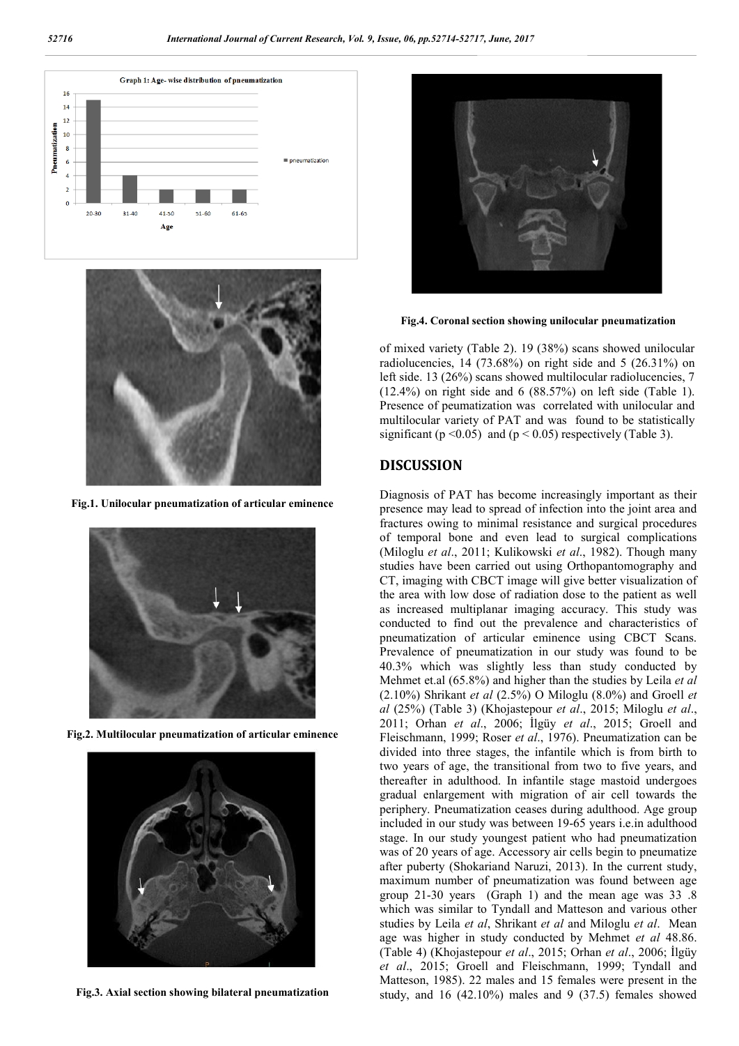Fig.1. Unilocular pneumatization of articular eminence

Fig.2. Multilocular pneumatization of articular eminence

Fig.3. Axial section showing bilateral pneumatization

Fig.4. Coronal section showing unilocular pneumatization

of mixed variety (Table 2). 19 (38%) scans showed unilocular radiolucencies, 14 (73.68%) on right side and 5 (26.31%) on left side. 13 (26%) scans showed multilocular radiolucencies, 7 (12.4%) on right side and 6 (88.57%) on left side (Table 1). Presence of peumatization was correlated with unilocular and multilocular variety of PAT and was found to be statistically significant ($p < 0.05$) and ($p < 0.05$) respectively (Table 3).

## DISCUSSION

Diagnosis of PAT has become increasingly important as their presence may lead to spread of infection into the joint area and fractures owing to minimal resistance and surgical procedures of temporal bone and even lead to surgical complications (Miloglu *et al*., 2011; Kulikowski *et al*., 1982). Though many studies have been carried out using Orthopantomography and CT, imaging with CBCT image will give better visualization of the area with low dose of radiation dose to the patient as well as increased multiplanar imaging accuracy. This study was conducted to find out the prevalence and characteristics of pneumatization of articular eminence using CBCT Scans. Prevalence of pneumatization in our study was found to be 40.3% which was slightly less than study conducted by Mehmet et.al (65.8%) and higher than the studies by Leila *et al* (2.10%) Shrikant *et al* (2.5%) O Miloglu (8.0%) and Groell *et al* (25%) (Table 3) (Khojastepour *et al*., 2015; Miloglu *et al*., 2011; Orhan *et al*., 2006; İlgüy *et al*., 2015; Groell and Fleischmann, 1999; Roser *et al*., 1976). Pneumatization can be divided into three stages, the infantile which is from birth to two years of age, the transitional from two to five years, and thereafter in adulthood. In infantile stage mastoid undergoes gradual enlargement with migration of air cell towards the periphery. Pneumatization ceases during adulthood. Age group included in our study was between 19-65 years i.e.in adulthood stage. In our study youngest patient who had pneumatization was of 20 years of age. Accessory air cells begin to pneumatize after puberty (Shokariand Naruzi, 2013). In the current study, maximum number of pneumatization was found between age group 21-30 years (Graph 1) and the mean age was 33 .8 which was similar to Tyndall and Matteson and various other studies by Leila *et al*, Shrikant *et al* and Miloglu *et al*. Mean age was higher in study conducted by Mehmet *et al* 48.86. (Table 4) (Khojastepour *et al*., 2015; Orhan *et al*., 2006; İlgüy *et al*., 2015; Groell and Fleischmann, 1999; Tyndall and Matteson, 1985). 22 males and 15 females were present in the study, and 16 (42.10%) males and 9 (37.5) females showed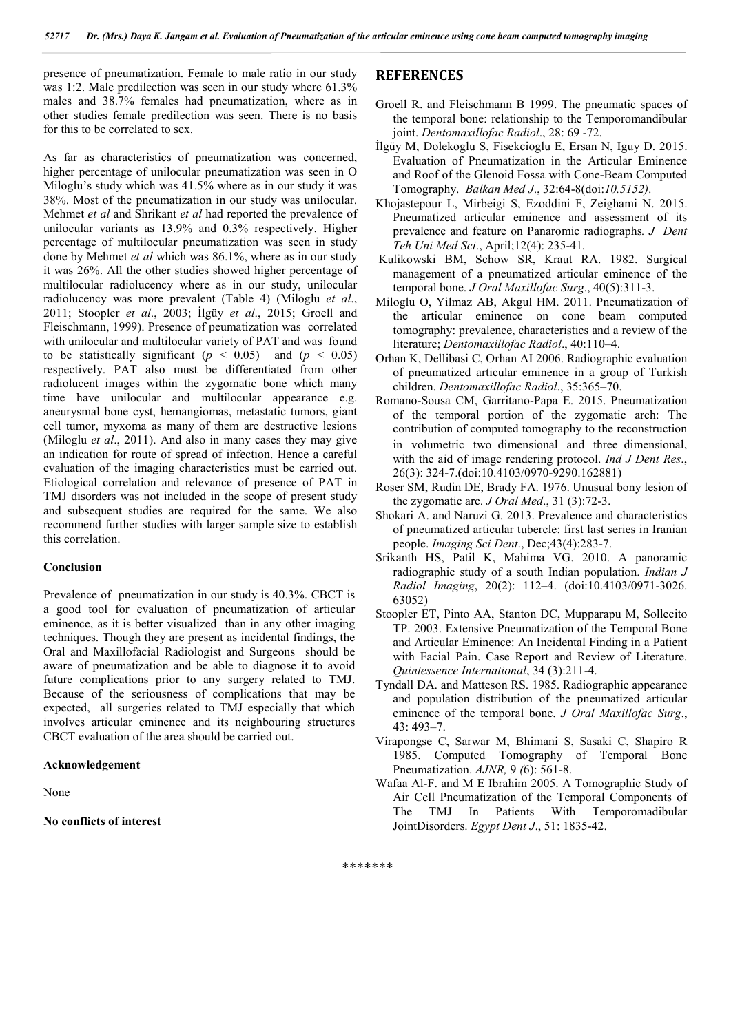presence of pneumatization. Female to male ratio in our study was 1:2. Male predilection was seen in our study where 61.3% males and 38.7% females had pneumatization, where as in other studies female predilection was seen. There is no basis for this to be correlated to sex.

As far as characteristics of pneumatization was concerned, higher percentage of unilocular pneumatization was seen in O Miloglu's study which was 41.5% where as in our study it was 38%. Most of the pneumatization in our study was unilocular. Mehmet *et al* and Shrikant *et al* had reported the prevalence of unilocular variants as 13.9% and 0.3% respectively. Higher percentage of multilocular pneumatization was seen in study done by Mehmet *et al* which was 86.1%, where as in our study it was 26%. All the other studies showed higher percentage of multilocular radiolucency where as in our study, unilocular radiolucency was more prevalent (Table 4) (Miloglu *et al*., 2011; Stoopler *et al*., 2003; İlgüy *et al*., 2015; Groell and Fleischmann, 1999). Presence of peumatization was correlated with unilocular and multilocular variety of PAT and was found to be statistically significant ($p < 0.05$) and ($p < 0.05$) respectively. PAT also must be differentiated from other radiolucent images within the zygomatic bone which many time have unilocular and multilocular appearance e.g. aneurysmal bone cyst, hemangiomas, metastatic tumors, giant cell tumor, myxoma as many of them are destructive lesions (Miloglu *et al*., 2011). And also in many cases they may give an indication for route of spread of infection. Hence a careful evaluation of the imaging characteristics must be carried out. Etiological correlation and relevance of presence of PAT in TMJ disorders was not included in the scope of present study and subsequent studies are required for the same. We also recommend further studies with larger sample size to establish this correlation.

**Conclusion**

Prevalence of pneumatization in our study is 40.3%. CBCT is a good tool for evaluation of pneumatization of articular eminence, as it is better visualized than in any other imaging techniques. Though they are present as incidental findings, the Oral and Maxillofacial Radiologist and Surgeons should be aware of pneumatization and be able to diagnose it to avoid future complications prior to any surgery related to TMJ. Because of the seriousness of complications that may be expected, all surgeries related to TMJ especially that which involves articular eminence and its neighbouring structures CBCT evaluation of the area should be carried out.

**Acknowledgement**

None

**No conflicts of interest**

## REFERENCES

Groell R. and Fleischmann B 1999. The pneumatic spaces of the temporal bone: relationship to the Temporomandibular joint. *Dentomaxillofac Radiol*., 28: 69 -72.

İlgüy M, Dolekoglu S, Fisekcioglu E, Ersan N, Iguy D. 2015. Evaluation of Pneumatization in the Articular Eminence and Roof of the Glenoid Fossa with Cone-Beam Computed Tomography. *Balkan Med J*., 32:64-8(doi:*10.5152)*.

Khojastepour L, Mirbeigi S, Ezoddini F, Zeighami N. 2015. Pneumatized articular eminence and assessment of its prevalence and feature on Panaromic radiographs*. J Dent Teh Uni Med Sci*., April;12(4): 235-41.

Kulikowski BM, Schow SR, Kraut RA. 1982. Surgical management of a pneumatized articular eminence of the temporal bone. *J Oral Maxillofac Surg*., 40(5):311-3.

Miloglu O, Yilmaz AB, Akgul HM. 2011. Pneumatization of the articular eminence on cone beam computed tomography: prevalence, characteristics and a review of the literature; *Dentomaxillofac Radiol*., 40:110–4.

Orhan K, Dellibasi C, Orhan AI 2006. Radiographic evaluation of pneumatized articular eminence in a group of Turkish children. *Dentomaxillofac Radiol*., 35:365–70.

Romano-Sousa CM, Garritano-Papa E. 2015. Pneumatization of the temporal portion of the zygomatic arch: The contribution of computed tomography to the reconstruction in volumetric two‑dimensional and three‑dimensional, with the aid of image rendering protocol. *Ind J Dent Res*., 26(3): 324-7.(doi:10.4103/0970-9290.162881)

Roser SM, Rudin DE, Brady FA. 1976. Unusual bony lesion of the zygomatic arc. *J Oral Med*., 31 (3):72-3.

Shokari A. and Naruzi G. 2013. Prevalence and characteristics of pneumatized articular tubercle: first last series in Iranian people. *Imaging Sci Dent*., Dec;43(4):283-7.

Srikanth HS, Patil K, Mahima VG. 2010. A panoramic radiographic study of a south Indian population. *Indian J Radiol Imaging*, 20(2): 112–4. (doi:10.4103/0971-3026. 63052)

Stoopler ET, Pinto AA, Stanton DC, Mupparapu M, Sollecito TP. 2003. Extensive Pneumatization of the Temporal Bone and Articular Eminence: An Incidental Finding in a Patient with Facial Pain. Case Report and Review of Literature. *Quintessence International*, 34 (3):211-4.

Tyndall DA. and Matteson RS. 1985. Radiographic appearance and population distribution of the pneumatized articular eminence of the temporal bone. *J Oral Maxillofac Surg*., 43: 493–7.

Virapongse C, Sarwar M, Bhimani S, Sasaki C, Shapiro R 1985. Computed Tomography of Temporal Bone Pneumatization. *AJNR,* 9 *(*6): 561-8.

Wafaa Al-F. and M E Ibrahim 2005. A Tomographic Study of Air Cell Pneumatization of the Temporal Components of The TMJ In Patients With Temporomadibular JointDisorders. *Egypt Dent J*., 51: 1835-42.

\*\*\*\*\*\*\*